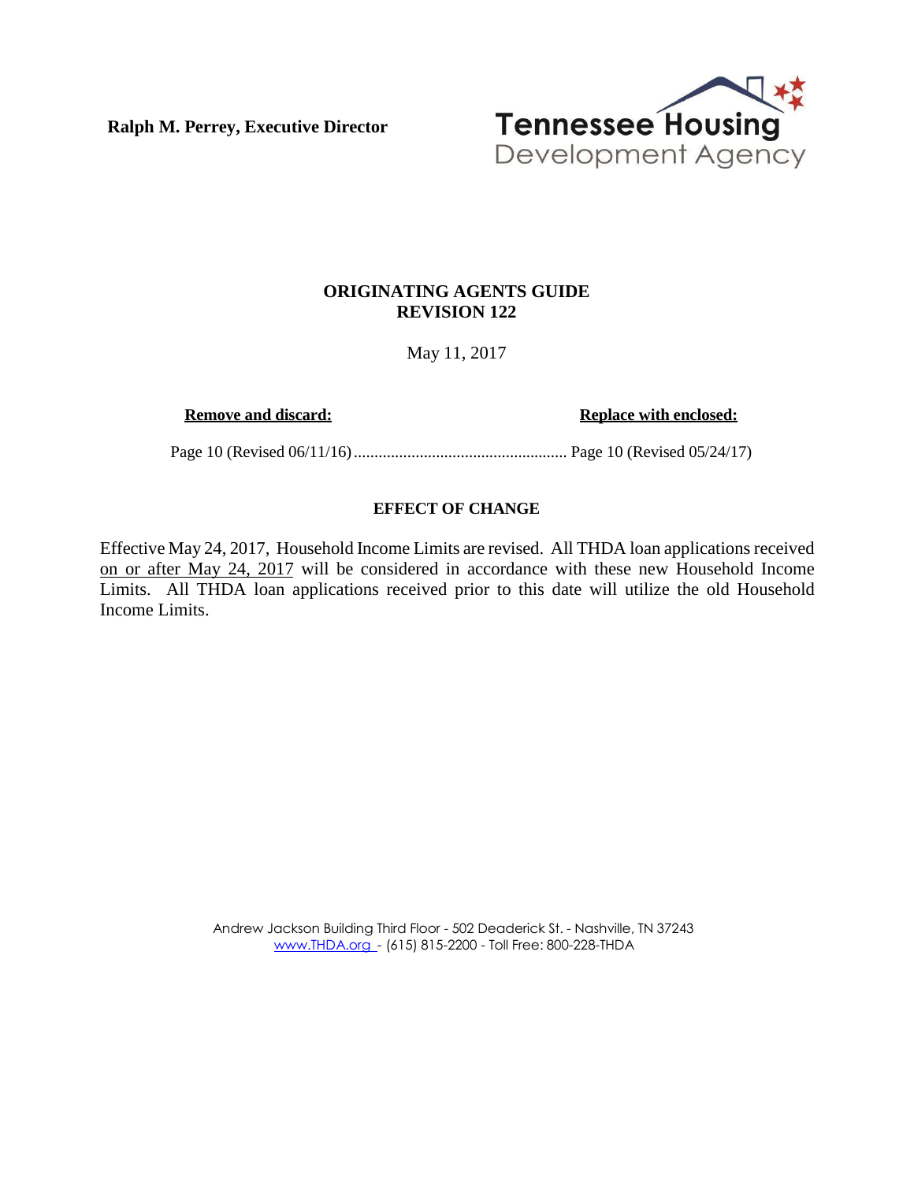**Ralph M. Perrey, Executive Director**

Tennessee Housing Development Agency

## ORIGINATING AGENTS GUIDE
## REVISION 122

May 11, 2017

| **Remove and discard:** | **Replace with enclosed:** |
| --- | --- |
| Page 10 (Revised 06/11/16) | Page 10 (Revised 05/24/17) |

### EFFECT OF CHANGE

Effective May 24, 2017, Household Income Limits are revised. All THDA loan applications received on or after May 24, 2017 will be considered in accordance with these new Household Income Limits. All THDA loan applications received prior to this date will utilize the old Household Income Limits.

Andrew Jackson Building Third Floor - 502 Deaderick St. - Nashville, TN 37243
www.THDA.org - (615) 815-2200 - Toll Free: 800-228-THDA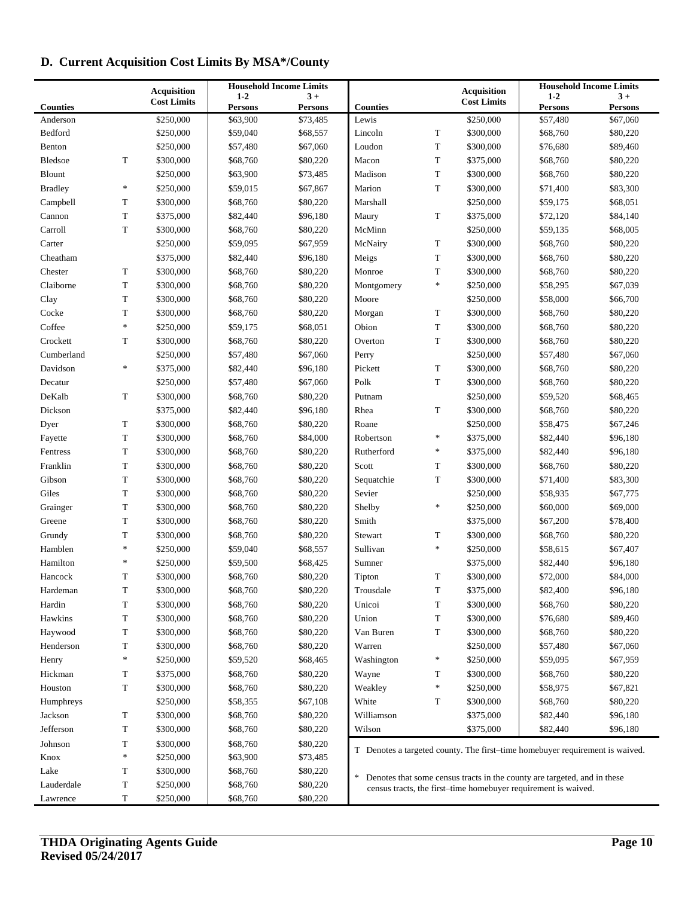## D. Current Acquisition Cost Limits By MSA*/County

| Counties | | Acquisition Cost Limits | Household Income Limits 1-2 Persons | Household Income Limits 3 + Persons | Counties | | Acquisition Cost Limits | Household Income Limits 1-2 Persons | Household Income Limits 3 + Persons |
|---|---|---|---|---|---|---|---|---|---|
| Anderson | | $250,000 | $63,900 | $73,485 | Lewis | | $250,000 | $57,480 | $67,060 |
| Bedford | | $250,000 | $59,040 | $68,557 | Lincoln | T | $300,000 | $68,760 | $80,220 |
| Benton | | $250,000 | $57,480 | $67,060 | Loudon | T | $300,000 | $76,680 | $89,460 |
| Bledsoe | T | $300,000 | $68,760 | $80,220 | Macon | T | $375,000 | $68,760 | $80,220 |
| Blount | | $250,000 | $63,900 | $73,485 | Madison | T | $300,000 | $68,760 | $80,220 |
| Bradley | * | $250,000 | $59,015 | $67,867 | Marion | T | $300,000 | $71,400 | $83,300 |
| Campbell | T | $300,000 | $68,760 | $80,220 | Marshall | | $250,000 | $59,175 | $68,051 |
| Cannon | T | $375,000 | $82,440 | $96,180 | Maury | T | $375,000 | $72,120 | $84,140 |
| Carroll | T | $300,000 | $68,760 | $80,220 | McMinn | | $250,000 | $59,135 | $68,005 |
| Carter | | $250,000 | $59,095 | $67,959 | McNairy | T | $300,000 | $68,760 | $80,220 |
| Cheatham | | $375,000 | $82,440 | $96,180 | Meigs | T | $300,000 | $68,760 | $80,220 |
| Chester | T | $300,000 | $68,760 | $80,220 | Monroe | T | $300,000 | $68,760 | $80,220 |
| Claiborne | T | $300,000 | $68,760 | $80,220 | Montgomery | * | $250,000 | $58,295 | $67,039 |
| Clay | T | $300,000 | $68,760 | $80,220 | Moore | | $250,000 | $58,000 | $66,700 |
| Cocke | T | $300,000 | $68,760 | $80,220 | Morgan | T | $300,000 | $68,760 | $80,220 |
| Coffee | * | $250,000 | $59,175 | $68,051 | Obion | T | $300,000 | $68,760 | $80,220 |
| Crockett | T | $300,000 | $68,760 | $80,220 | Overton | T | $300,000 | $68,760 | $80,220 |
| Cumberland | | $250,000 | $57,480 | $67,060 | Perry | | $250,000 | $57,480 | $67,060 |
| Davidson | * | $375,000 | $82,440 | $96,180 | Pickett | T | $300,000 | $68,760 | $80,220 |
| Decatur | | $250,000 | $57,480 | $67,060 | Polk | T | $300,000 | $68,760 | $80,220 |
| DeKalb | T | $300,000 | $68,760 | $80,220 | Putnam | | $250,000 | $59,520 | $68,465 |
| Dickson | | $375,000 | $82,440 | $96,180 | Rhea | T | $300,000 | $68,760 | $80,220 |
| Dyer | T | $300,000 | $68,760 | $80,220 | Roane | | $250,000 | $58,475 | $67,246 |
| Fayette | T | $300,000 | $68,760 | $84,000 | Robertson | * | $375,000 | $82,440 | $96,180 |
| Fentress | T | $300,000 | $68,760 | $80,220 | Rutherford | * | $375,000 | $82,440 | $96,180 |
| Franklin | T | $300,000 | $68,760 | $80,220 | Scott | T | $300,000 | $68,760 | $80,220 |
| Gibson | T | $300,000 | $68,760 | $80,220 | Sequatchie | T | $300,000 | $71,400 | $83,300 |
| Giles | T | $300,000 | $68,760 | $80,220 | Sevier | | $250,000 | $58,935 | $67,775 |
| Grainger | T | $300,000 | $68,760 | $80,220 | Shelby | * | $250,000 | $60,000 | $69,000 |
| Greene | T | $300,000 | $68,760 | $80,220 | Smith | | $375,000 | $67,200 | $78,400 |
| Grundy | T | $300,000 | $68,760 | $80,220 | Stewart | T | $300,000 | $68,760 | $80,220 |
| Hamblen | * | $250,000 | $59,040 | $68,557 | Sullivan | * | $250,000 | $58,615 | $67,407 |
| Hamilton | * | $250,000 | $59,500 | $68,425 | Sumner | | $375,000 | $82,440 | $96,180 |
| Hancock | T | $300,000 | $68,760 | $80,220 | Tipton | T | $300,000 | $72,000 | $84,000 |
| Hardeman | T | $300,000 | $68,760 | $80,220 | Trousdale | T | $375,000 | $82,400 | $96,180 |
| Hardin | T | $300,000 | $68,760 | $80,220 | Unicoi | T | $300,000 | $68,760 | $80,220 |
| Hawkins | T | $300,000 | $68,760 | $80,220 | Union | T | $300,000 | $76,680 | $89,460 |
| Haywood | T | $300,000 | $68,760 | $80,220 | Van Buren | T | $300,000 | $68,760 | $80,220 |
| Henderson | T | $300,000 | $68,760 | $80,220 | Warren | | $250,000 | $57,480 | $67,060 |
| Henry | * | $250,000 | $59,520 | $68,465 | Washington | * | $250,000 | $59,095 | $67,959 |
| Hickman | T | $375,000 | $68,760 | $80,220 | Wayne | T | $300,000 | $68,760 | $80,220 |
| Houston | T | $300,000 | $68,760 | $80,220 | Weakley | * | $250,000 | $58,975 | $67,821 |
| Humphreys | | $250,000 | $58,355 | $67,108 | White | T | $300,000 | $68,760 | $80,220 |
| Jackson | T | $300,000 | $68,760 | $80,220 | Williamson | | $375,000 | $82,440 | $96,180 |
| Jefferson | T | $300,000 | $68,760 | $80,220 | Wilson | | $375,000 | $82,440 | $96,180 |
| Johnson | T | $300,000 | $68,760 | $80,220 | | | | | |
| Knox | * | $250,000 | $63,900 | $73,485 | | | | | |
| Lake | T | $300,000 | $68,760 | $80,220 | | | | | |
| Lauderdale | T | $250,000 | $68,760 | $80,220 | | | | | |
| Lawrence | T | $250,000 | $68,760 | $80,220 | | | | | |

T Denotes a targeted county. The first–time homebuyer requirement is waived.

\* Denotes that some census tracts in the county are targeted, and in these census tracts, the first–time homebuyer requirement is waived.